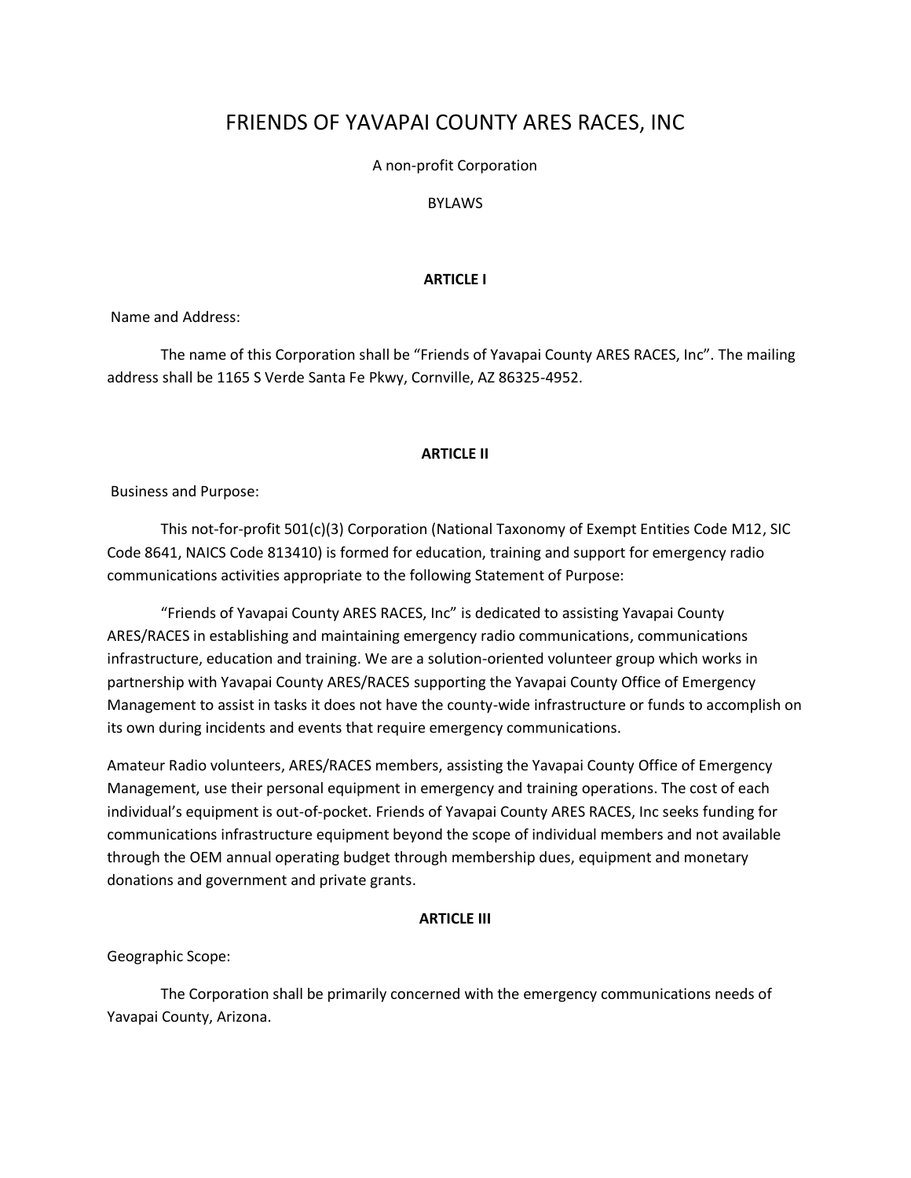# FRIENDS OF YAVAPAI COUNTY ARES RACES, INC

A non-profit Corporation

BYLAWS

## ARTICLE I

Name and Address:

The name of this Corporation shall be "Friends of Yavapai County ARES RACES, Inc". The mailing address shall be 1165 S Verde Santa Fe Pkwy, Cornville, AZ 86325-4952.

## ARTICLE II

Business and Purpose:

This not-for-profit 501(c)(3) Corporation (National Taxonomy of Exempt Entities Code M12, SIC Code 8641, NAICS Code 813410) is formed for education, training and support for emergency radio communications activities appropriate to the following Statement of Purpose:

"Friends of Yavapai County ARES RACES, Inc" is dedicated to assisting Yavapai County ARES/RACES in establishing and maintaining emergency radio communications, communications infrastructure, education and training. We are a solution-oriented volunteer group which works in partnership with Yavapai County ARES/RACES supporting the Yavapai County Office of Emergency Management to assist in tasks it does not have the county-wide infrastructure or funds to accomplish on its own during incidents and events that require emergency communications.

Amateur Radio volunteers, ARES/RACES members, assisting the Yavapai County Office of Emergency Management, use their personal equipment in emergency and training operations. The cost of each individual's equipment is out-of-pocket. Friends of Yavapai County ARES RACES, Inc seeks funding for communications infrastructure equipment beyond the scope of individual members and not available through the OEM annual operating budget through membership dues, equipment and monetary donations and government and private grants.

## ARTICLE III

Geographic Scope:

The Corporation shall be primarily concerned with the emergency communications needs of Yavapai County, Arizona.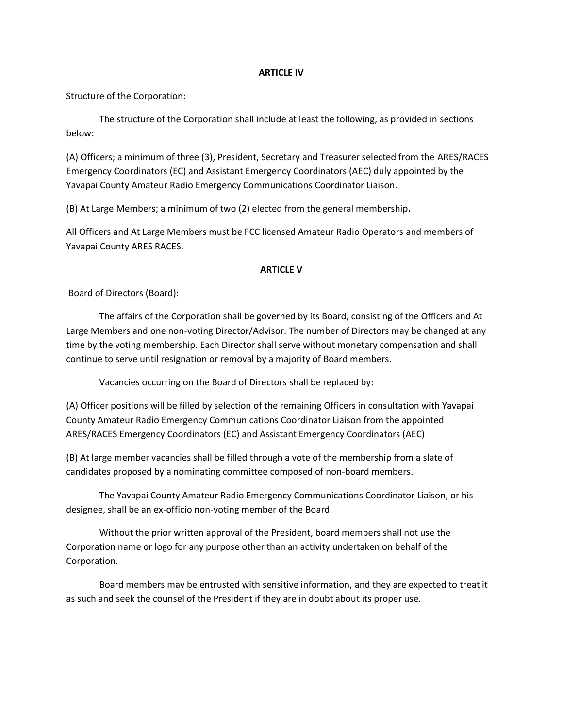**ARTICLE IV**

Structure of the Corporation:

The structure of the Corporation shall include at least the following, as provided in sections below:

(A) Officers; a minimum of three (3), President, Secretary and Treasurer selected from the ARES/RACES Emergency Coordinators (EC) and Assistant Emergency Coordinators (AEC) duly appointed by the Yavapai County Amateur Radio Emergency Communications Coordinator Liaison.

(B) At Large Members; a minimum of two (2) elected from the general membership**.**

All Officers and At Large Members must be FCC licensed Amateur Radio Operators and members of Yavapai County ARES RACES.

**ARTICLE V**

Board of Directors (Board):

The affairs of the Corporation shall be governed by its Board, consisting of the Officers and At Large Members and one non-voting Director/Advisor. The number of Directors may be changed at any time by the voting membership. Each Director shall serve without monetary compensation and shall continue to serve until resignation or removal by a majority of Board members.

Vacancies occurring on the Board of Directors shall be replaced by:

(A) Officer positions will be filled by selection of the remaining Officers in consultation with Yavapai County Amateur Radio Emergency Communications Coordinator Liaison from the appointed ARES/RACES Emergency Coordinators (EC) and Assistant Emergency Coordinators (AEC)

(B) At large member vacancies shall be filled through a vote of the membership from a slate of candidates proposed by a nominating committee composed of non-board members.

The Yavapai County Amateur Radio Emergency Communications Coordinator Liaison, or his designee, shall be an ex-officio non-voting member of the Board.

Without the prior written approval of the President, board members shall not use the Corporation name or logo for any purpose other than an activity undertaken on behalf of the Corporation.

Board members may be entrusted with sensitive information, and they are expected to treat it as such and seek the counsel of the President if they are in doubt about its proper use.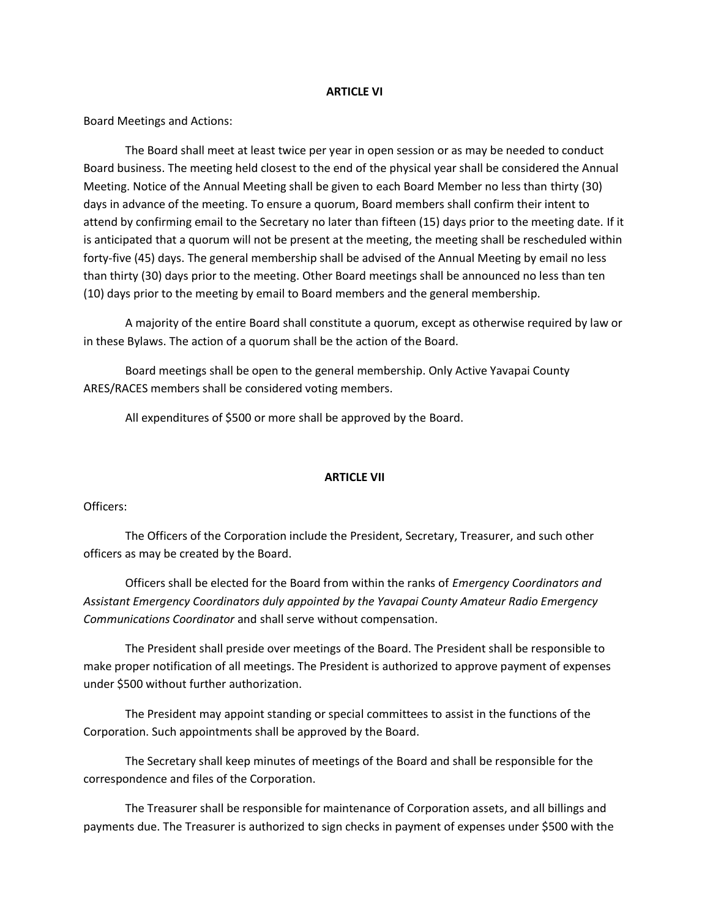**ARTICLE VI**

Board Meetings and Actions:

The Board shall meet at least twice per year in open session or as may be needed to conduct Board business. The meeting held closest to the end of the physical year shall be considered the Annual Meeting. Notice of the Annual Meeting shall be given to each Board Member no less than thirty (30) days in advance of the meeting. To ensure a quorum, Board members shall confirm their intent to attend by confirming email to the Secretary no later than fifteen (15) days prior to the meeting date. If it is anticipated that a quorum will not be present at the meeting, the meeting shall be rescheduled within forty-five (45) days. The general membership shall be advised of the Annual Meeting by email no less than thirty (30) days prior to the meeting. Other Board meetings shall be announced no less than ten (10) days prior to the meeting by email to Board members and the general membership.

A majority of the entire Board shall constitute a quorum, except as otherwise required by law or in these Bylaws. The action of a quorum shall be the action of the Board.

Board meetings shall be open to the general membership. Only Active Yavapai County ARES/RACES members shall be considered voting members.

All expenditures of $500 or more shall be approved by the Board.

**ARTICLE VII**

Officers:

The Officers of the Corporation include the President, Secretary, Treasurer, and such other officers as may be created by the Board.

Officers shall be elected for the Board from within the ranks of *Emergency Coordinators and Assistant Emergency Coordinators duly appointed by the Yavapai County Amateur Radio Emergency Communications Coordinator* and shall serve without compensation.

The President shall preside over meetings of the Board. The President shall be responsible to make proper notification of all meetings. The President is authorized to approve payment of expenses under $500 without further authorization.

The President may appoint standing or special committees to assist in the functions of the Corporation. Such appointments shall be approved by the Board.

The Secretary shall keep minutes of meetings of the Board and shall be responsible for the correspondence and files of the Corporation.

The Treasurer shall be responsible for maintenance of Corporation assets, and all billings and payments due. The Treasurer is authorized to sign checks in payment of expenses under $500 with the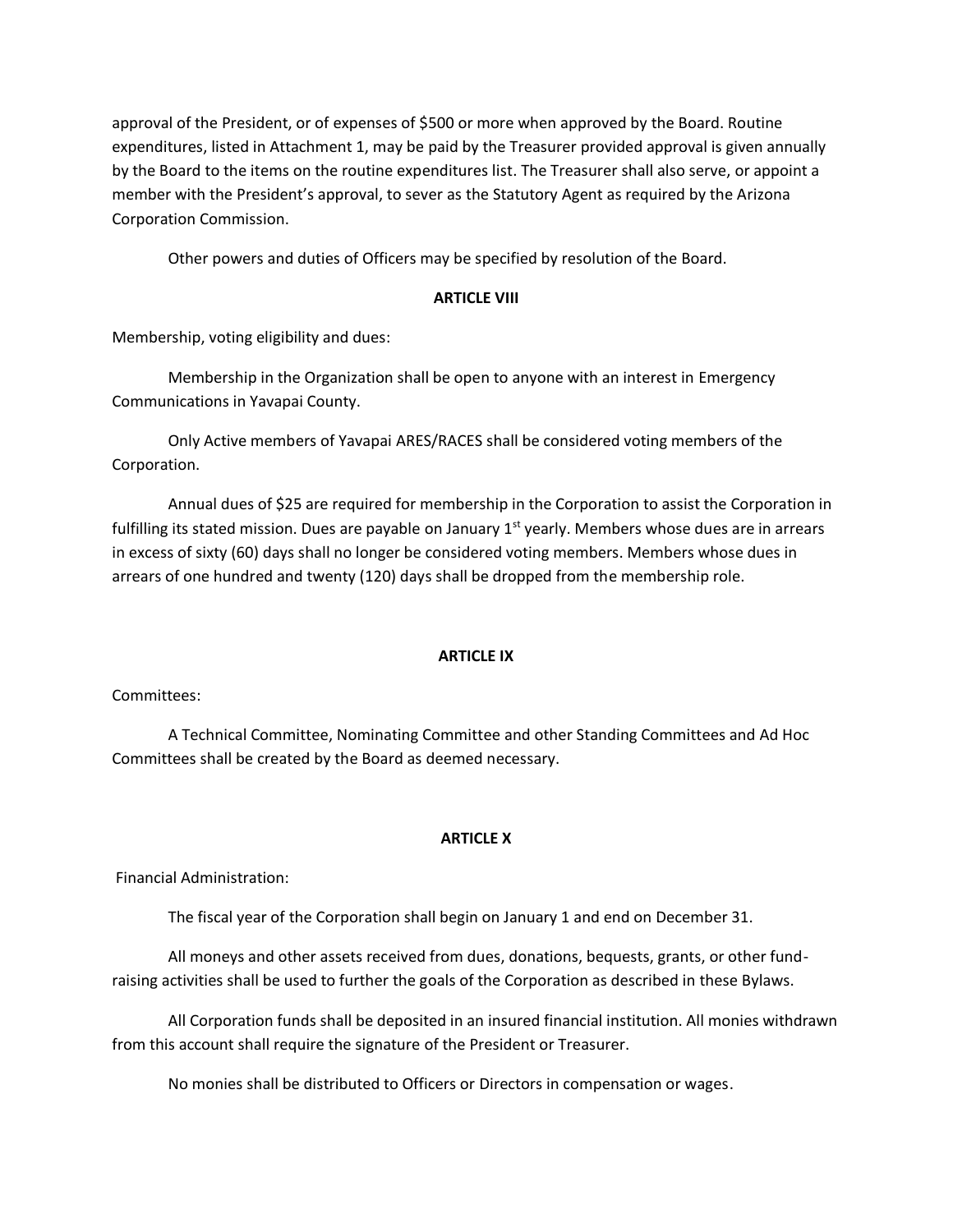approval of the President, or of expenses of $500 or more when approved by the Board. Routine expenditures, listed in Attachment 1, may be paid by the Treasurer provided approval is given annually by the Board to the items on the routine expenditures list. The Treasurer shall also serve, or appoint a member with the President's approval, to sever as the Statutory Agent as required by the Arizona Corporation Commission.

Other powers and duties of Officers may be specified by resolution of the Board.

**ARTICLE VIII**

Membership, voting eligibility and dues:

Membership in the Organization shall be open to anyone with an interest in Emergency Communications in Yavapai County.

Only Active members of Yavapai ARES/RACES shall be considered voting members of the Corporation.

Annual dues of $25 are required for membership in the Corporation to assist the Corporation in fulfilling its stated mission. Dues are payable on January 1st yearly. Members whose dues are in arrears in excess of sixty (60) days shall no longer be considered voting members. Members whose dues in arrears of one hundred and twenty (120) days shall be dropped from the membership role.

**ARTICLE IX**

Committees:

A Technical Committee, Nominating Committee and other Standing Committees and Ad Hoc Committees shall be created by the Board as deemed necessary.

**ARTICLE X**

Financial Administration:

The fiscal year of the Corporation shall begin on January 1 and end on December 31.

All moneys and other assets received from dues, donations, bequests, grants, or other fund-raising activities shall be used to further the goals of the Corporation as described in these Bylaws.

All Corporation funds shall be deposited in an insured financial institution. All monies withdrawn from this account shall require the signature of the President or Treasurer.

No monies shall be distributed to Officers or Directors in compensation or wages.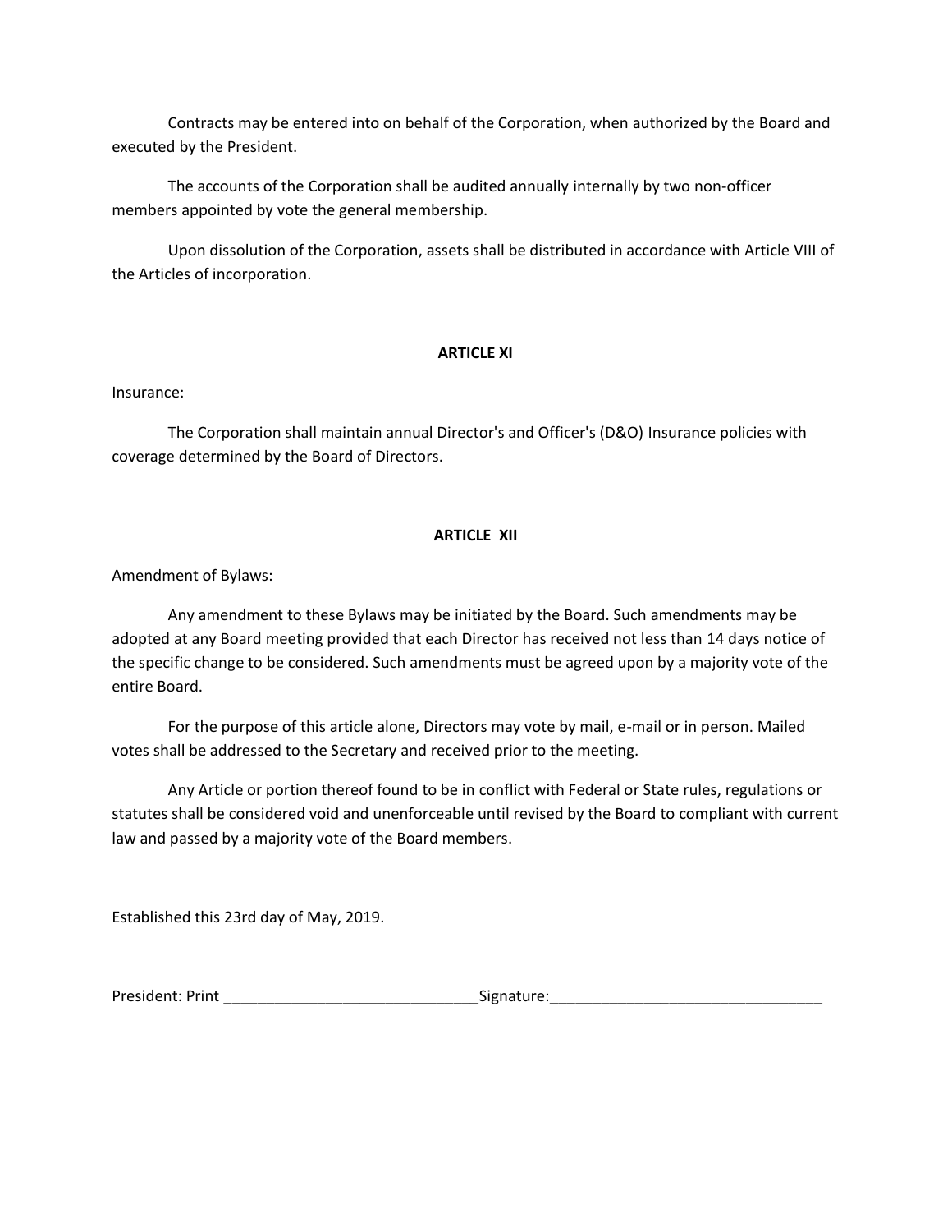Contracts may be entered into on behalf of the Corporation, when authorized by the Board and executed by the President.

The accounts of the Corporation shall be audited annually internally by two non-officer members appointed by vote the general membership.

Upon dissolution of the Corporation, assets shall be distributed in accordance with Article VIII of the Articles of incorporation.

**ARTICLE XI**

Insurance:

The Corporation shall maintain annual Director's and Officer's (D&O) Insurance policies with coverage determined by the Board of Directors.

**ARTICLE XII**

Amendment of Bylaws:

Any amendment to these Bylaws may be initiated by the Board. Such amendments may be adopted at any Board meeting provided that each Director has received not less than 14 days notice of the specific change to be considered. Such amendments must be agreed upon by a majority vote of the entire Board.

For the purpose of this article alone, Directors may vote by mail, e-mail or in person. Mailed votes shall be addressed to the Secretary and received prior to the meeting.

Any Article or portion thereof found to be in conflict with Federal or State rules, regulations or statutes shall be considered void and unenforceable until revised by the Board to compliant with current law and passed by a majority vote of the Board members.

Established this 23rd day of May, 2019.

President: Print ______________________________Signature:________________________________